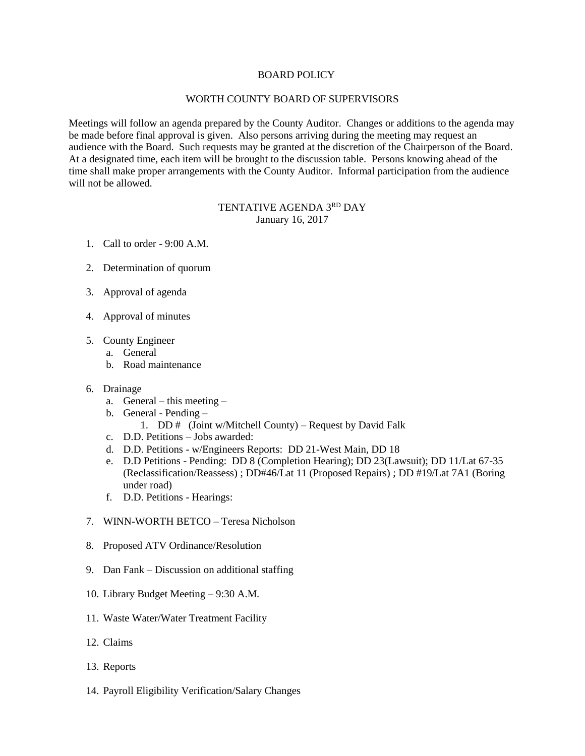# BOARD POLICY

## WORTH COUNTY BOARD OF SUPERVISORS

Meetings will follow an agenda prepared by the County Auditor. Changes or additions to the agenda may be made before final approval is given. Also persons arriving during the meeting may request an audience with the Board. Such requests may be granted at the discretion of the Chairperson of the Board. At a designated time, each item will be brought to the discussion table. Persons knowing ahead of the time shall make proper arrangements with the County Auditor. Informal participation from the audience will not be allowed.

## TENTATIVE AGENDA 3RD DAY
January 16, 2017

1. Call to order - 9:00 A.M.
2. Determination of quorum
3. Approval of agenda
4. Approval of minutes
5. County Engineer
   a. General
   b. Road maintenance
6. Drainage
   a. General – this meeting –
   b. General - Pending –
      1. DD # (Joint w/Mitchell County) – Request by David Falk
   c. D.D. Petitions – Jobs awarded:
   d. D.D. Petitions - w/Engineers Reports: DD 21-West Main, DD 18
   e. D.D Petitions - Pending: DD 8 (Completion Hearing); DD 23(Lawsuit); DD 11/Lat 67-35 (Reclassification/Reassess) ; DD#46/Lat 11 (Proposed Repairs) ; DD #19/Lat 7A1 (Boring under road)
   f. D.D. Petitions - Hearings:
7. WINN-WORTH BETCO – Teresa Nicholson
8. Proposed ATV Ordinance/Resolution
9. Dan Fank – Discussion on additional staffing
10. Library Budget Meeting – 9:30 A.M.
11. Waste Water/Water Treatment Facility
12. Claims
13. Reports
14. Payroll Eligibility Verification/Salary Changes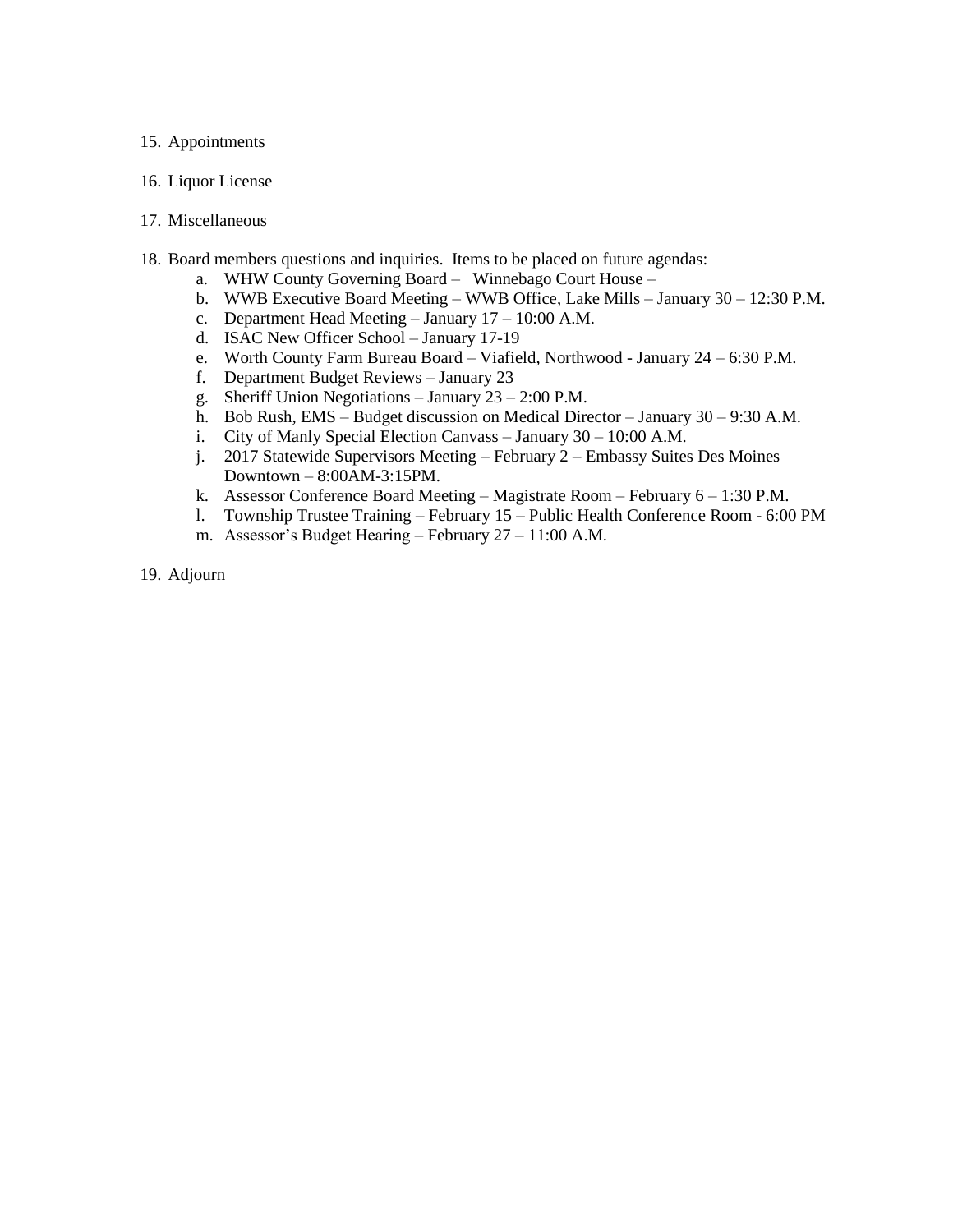15. Appointments

16. Liquor License

17. Miscellaneous

18. Board members questions and inquiries. Items to be placed on future agendas:
    a. WHW County Governing Board – Winnebago Court House –
    b. WWB Executive Board Meeting – WWB Office, Lake Mills – January 30 – 12:30 P.M.
    c. Department Head Meeting – January 17 – 10:00 A.M.
    d. ISAC New Officer School – January 17-19
    e. Worth County Farm Bureau Board – Viafield, Northwood - January 24 – 6:30 P.M.
    f. Department Budget Reviews – January 23
    g. Sheriff Union Negotiations – January 23 – 2:00 P.M.
    h. Bob Rush, EMS – Budget discussion on Medical Director – January 30 – 9:30 A.M.
    i. City of Manly Special Election Canvass – January 30 – 10:00 A.M.
    j. 2017 Statewide Supervisors Meeting – February 2 – Embassy Suites Des Moines Downtown – 8:00AM-3:15PM.
    k. Assessor Conference Board Meeting – Magistrate Room – February 6 – 1:30 P.M.
    l. Township Trustee Training – February 15 – Public Health Conference Room - 6:00 PM
    m. Assessor's Budget Hearing – February 27 – 11:00 A.M.

19. Adjourn